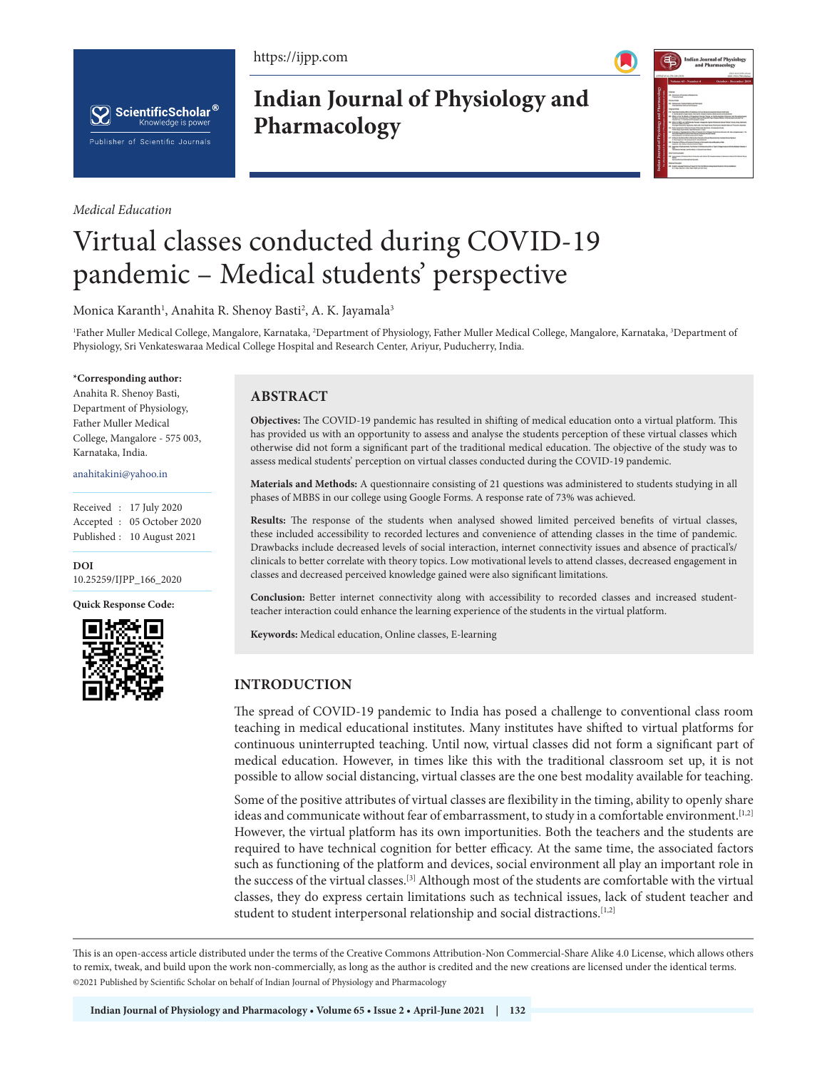*Medical Education*

# Virtual classes conducted during COVID-19 pandemic – Medical students' perspective

Monica Karanth[1], Anahita R. Shenoy Basti[2], A. K. Jayamala[3]

[1]Father Muller Medical College, Mangalore, Karnataka, [2]Department of Physiology, Father Muller Medical College, Mangalore, Karnataka, [3]Department of Physiology, Sri Venkateswaraa Medical College Hospital and Research Center, Ariyur, Puducherry, India.

**\*Corresponding author:**
Anahita R. Shenoy Basti, Department of Physiology, Father Muller Medical College, Mangalore - 575 003, Karnataka, India.

anahitakini@yahoo.in

Received : 17 July 2020
Accepted : 05 October 2020
Published : 10 August 2021

**DOI**
10.25259/IJPP_166_2020

**Quick Response Code:**

## ABSTRACT

**Objectives:** The COVID-19 pandemic has resulted in shifting of medical education onto a virtual platform. This has provided us with an opportunity to assess and analyse the students perception of these virtual classes which otherwise did not form a significant part of the traditional medical education. The objective of the study was to assess medical students' perception on virtual classes conducted during the COVID-19 pandemic.

**Materials and Methods:** A questionnaire consisting of 21 questions was administered to students studying in all phases of MBBS in our college using Google Forms. A response rate of 73% was achieved.

**Results:** The response of the students when analysed showed limited perceived benefits of virtual classes, these included accessibility to recorded lectures and convenience of attending classes in the time of pandemic. Drawbacks include decreased levels of social interaction, internet connectivity issues and absence of practical's/clinicals to better correlate with theory topics. Low motivational levels to attend classes, decreased engagement in classes and decreased perceived knowledge gained were also significant limitations.

**Conclusion:** Better internet connectivity along with accessibility to recorded classes and increased student-teacher interaction could enhance the learning experience of the students in the virtual platform.

**Keywords:** Medical education, Online classes, E-learning

## INTRODUCTION

The spread of COVID-19 pandemic to India has posed a challenge to conventional class room teaching in medical educational institutes. Many institutes have shifted to virtual platforms for continuous uninterrupted teaching. Until now, virtual classes did not form a significant part of medical education. However, in times like this with the traditional classroom set up, it is not possible to allow social distancing, virtual classes are the one best modality available for teaching.

Some of the positive attributes of virtual classes are flexibility in the timing, ability to openly share ideas and communicate without fear of embarrassment, to study in a comfortable environment.[1,2] However, the virtual platform has its own importunities. Both the teachers and the students are required to have technical cognition for better efficacy. At the same time, the associated factors such as functioning of the platform and devices, social environment all play an important role in the success of the virtual classes.[3] Although most of the students are comfortable with the virtual classes, they do express certain limitations such as technical issues, lack of student teacher and student to student interpersonal relationship and social distractions.[1,2]

This is an open-access article distributed under the terms of the Creative Commons Attribution-Non Commercial-Share Alike 4.0 License, which allows others to remix, tweak, and build upon the work non-commercially, as long as the author is credited and the new creations are licensed under the identical terms.
©2021 Published by Scientific Scholar on behalf of Indian Journal of Physiology and Pharmacology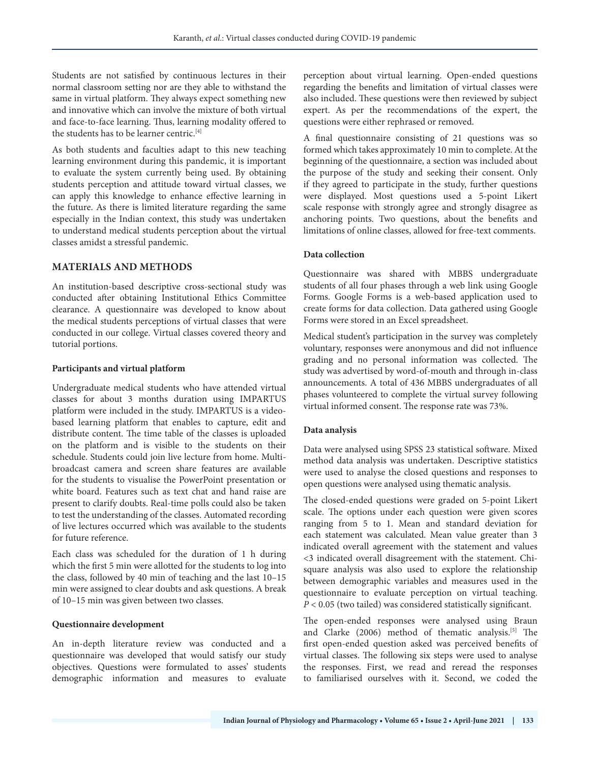Students are not satisfied by continuous lectures in their normal classroom setting nor are they able to withstand the same in virtual platform. They always expect something new and innovative which can involve the mixture of both virtual and face-to-face learning. Thus, learning modality offered to the students has to be learner centric.[4]

As both students and faculties adapt to this new teaching learning environment during this pandemic, it is important to evaluate the system currently being used. By obtaining students perception and attitude toward virtual classes, we can apply this knowledge to enhance effective learning in the future. As there is limited literature regarding the same especially in the Indian context, this study was undertaken to understand medical students perception about the virtual classes amidst a stressful pandemic.

## MATERIALS AND METHODS

An institution-based descriptive cross-sectional study was conducted after obtaining Institutional Ethics Committee clearance. A questionnaire was developed to know about the medical students perceptions of virtual classes that were conducted in our college. Virtual classes covered theory and tutorial portions.

### Participants and virtual platform

Undergraduate medical students who have attended virtual classes for about 3 months duration using IMPARTUS platform were included in the study. IMPARTUS is a video-based learning platform that enables to capture, edit and distribute content. The time table of the classes is uploaded on the platform and is visible to the students on their schedule. Students could join live lecture from home. Multi-broadcast camera and screen share features are available for the students to visualise the PowerPoint presentation or white board. Features such as text chat and hand raise are present to clarify doubts. Real-time polls could also be taken to test the understanding of the classes. Automated recording of live lectures occurred which was available to the students for future reference.

Each class was scheduled for the duration of 1 h during which the first 5 min were allotted for the students to log into the class, followed by 40 min of teaching and the last 10–15 min were assigned to clear doubts and ask questions. A break of 10–15 min was given between two classes.

### Questionnaire development

An in-depth literature review was conducted and a questionnaire was developed that would satisfy our study objectives. Questions were formulated to asses' students demographic information and measures to evaluate perception about virtual learning. Open-ended questions regarding the benefits and limitation of virtual classes were also included. These questions were then reviewed by subject expert. As per the recommendations of the expert, the questions were either rephrased or removed.

A final questionnaire consisting of 21 questions was so formed which takes approximately 10 min to complete. At the beginning of the questionnaire, a section was included about the purpose of the study and seeking their consent. Only if they agreed to participate in the study, further questions were displayed. Most questions used a 5-point Likert scale response with strongly agree and strongly disagree as anchoring points. Two questions, about the benefits and limitations of online classes, allowed for free-text comments.

### Data collection

Questionnaire was shared with MBBS undergraduate students of all four phases through a web link using Google Forms. Google Forms is a web-based application used to create forms for data collection. Data gathered using Google Forms were stored in an Excel spreadsheet.

Medical student's participation in the survey was completely voluntary, responses were anonymous and did not influence grading and no personal information was collected. The study was advertised by word-of-mouth and through in-class announcements. A total of 436 MBBS undergraduates of all phases volunteered to complete the virtual survey following virtual informed consent. The response rate was 73%.

### Data analysis

Data were analysed using SPSS 23 statistical software. Mixed method data analysis was undertaken. Descriptive statistics were used to analyse the closed questions and responses to open questions were analysed using thematic analysis.

The closed-ended questions were graded on 5-point Likert scale. The options under each question were given scores ranging from 5 to 1. Mean and standard deviation for each statement was calculated. Mean value greater than 3 indicated overall agreement with the statement and values <3 indicated overall disagreement with the statement. Chi-square analysis was also used to explore the relationship between demographic variables and measures used in the questionnaire to evaluate perception on virtual teaching. $P < 0.05$ (two tailed) was considered statistically significant.

The open-ended responses were analysed using Braun and Clarke (2006) method of thematic analysis.[5] The first open-ended question asked was perceived benefits of virtual classes. The following six steps were used to analyse the responses. First, we read and reread the responses to familiarised ourselves with it. Second, we coded the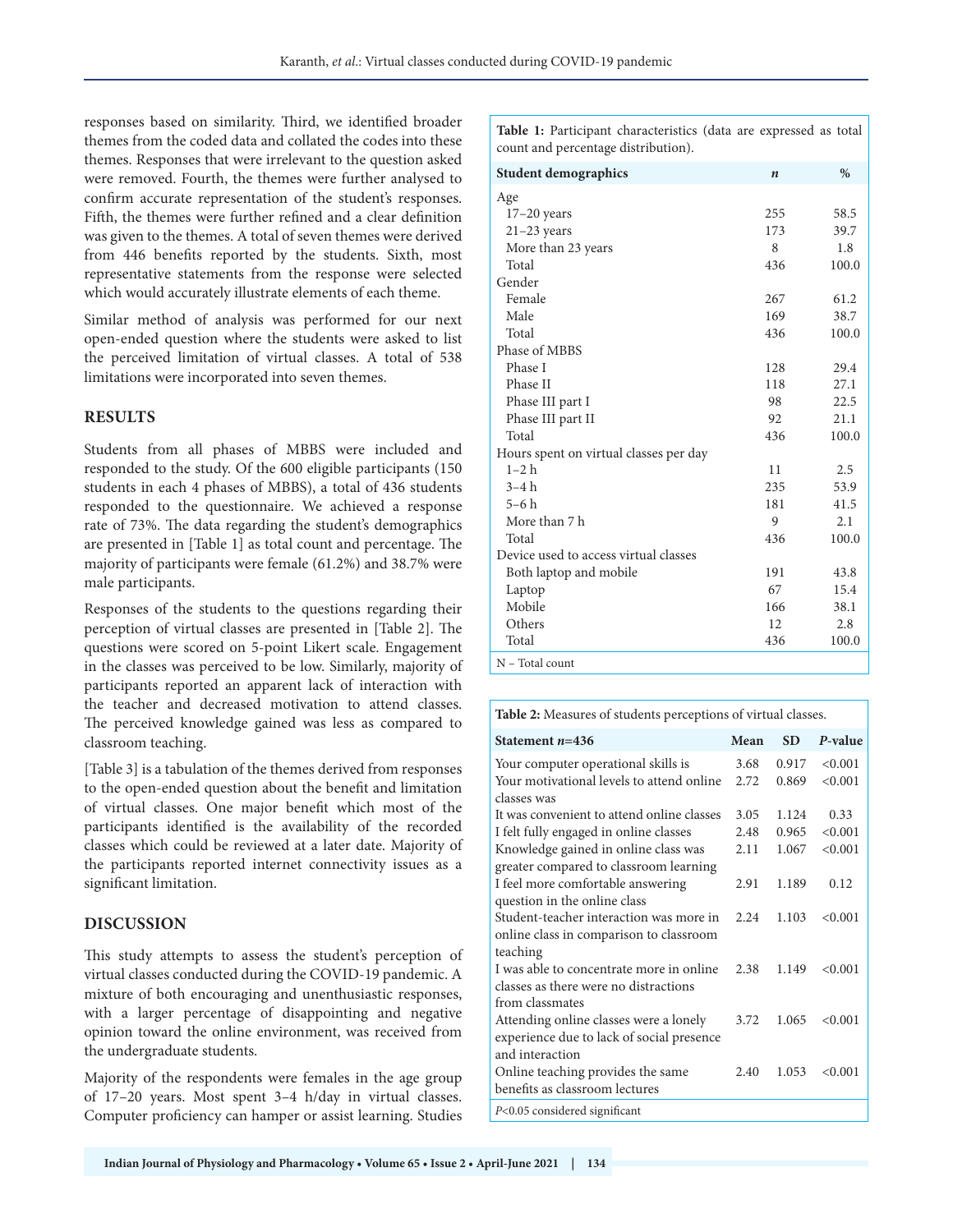responses based on similarity. Third, we identified broader themes from the coded data and collated the codes into these themes. Responses that were irrelevant to the question asked were removed. Fourth, the themes were further analysed to confirm accurate representation of the student's responses. Fifth, the themes were further refined and a clear definition was given to the themes. A total of seven themes were derived from 446 benefits reported by the students. Sixth, most representative statements from the response were selected which would accurately illustrate elements of each theme.

Similar method of analysis was performed for our next open-ended question where the students were asked to list the perceived limitation of virtual classes. A total of 538 limitations were incorporated into seven themes.

## RESULTS

Students from all phases of MBBS were included and responded to the study. Of the 600 eligible participants (150 students in each 4 phases of MBBS), a total of 436 students responded to the questionnaire. We achieved a response rate of 73%. The data regarding the student's demographics are presented in [Table 1] as total count and percentage. The majority of participants were female (61.2%) and 38.7% were male participants.

Responses of the students to the questions regarding their perception of virtual classes are presented in [Table 2]. The questions were scored on 5-point Likert scale. Engagement in the classes was perceived to be low. Similarly, majority of participants reported an apparent lack of interaction with the teacher and decreased motivation to attend classes. The perceived knowledge gained was less as compared to classroom teaching.

[Table 3] is a tabulation of the themes derived from responses to the open-ended question about the benefit and limitation of virtual classes. One major benefit which most of the participants identified is the availability of the recorded classes which could be reviewed at a later date. Majority of the participants reported internet connectivity issues as a significant limitation.

## DISCUSSION

This study attempts to assess the student's perception of virtual classes conducted during the COVID-19 pandemic. A mixture of both encouraging and unenthusiastic responses, with a larger percentage of disappointing and negative opinion toward the online environment, was received from the undergraduate students.

Majority of the respondents were females in the age group of 17–20 years. Most spent 3–4 h/day in virtual classes. Computer proficiency can hamper or assist learning. Studies

**Table 1:** Participant characteristics (data are expressed as total count and percentage distribution).

| Student demographics | *n* | % |
|---|---|---|
| Age | | |
| 17–20 years | 255 | 58.5 |
| 21–23 years | 173 | 39.7 |
| More than 23 years | 8 | 1.8 |
| Total | 436 | 100.0 |
| Gender | | |
| Female | 267 | 61.2 |
| Male | 169 | 38.7 |
| Total | 436 | 100.0 |
| Phase of MBBS | | |
| Phase I | 128 | 29.4 |
| Phase II | 118 | 27.1 |
| Phase III part I | 98 | 22.5 |
| Phase III part II | 92 | 21.1 |
| Total | 436 | 100.0 |
| Hours spent on virtual classes per day | | |
| 1–2 h | 11 | 2.5 |
| 3–4 h | 235 | 53.9 |
| 5–6 h | 181 | 41.5 |
| More than 7 h | 9 | 2.1 |
| Total | 436 | 100.0 |
| Device used to access virtual classes | | |
| Both laptop and mobile | 191 | 43.8 |
| Laptop | 67 | 15.4 |
| Mobile | 166 | 38.1 |
| Others | 12 | 2.8 |
| Total | 436 | 100.0 |

N – Total count

**Table 2:** Measures of students perceptions of virtual classes.

| Statement *n*=436 | Mean | SD | *P*-value |
|---|---|---|---|
| Your computer operational skills is | 3.68 | 0.917 | <0.001 |
| Your motivational levels to attend online classes was | 2.72 | 0.869 | <0.001 |
| It was convenient to attend online classes | 3.05 | 1.124 | 0.33 |
| I felt fully engaged in online classes | 2.48 | 0.965 | <0.001 |
| Knowledge gained in online class was greater compared to classroom learning | 2.11 | 1.067 | <0.001 |
| I feel more comfortable answering question in the online class | 2.91 | 1.189 | 0.12 |
| Student-teacher interaction was more in online class in comparison to classroom teaching | 2.24 | 1.103 | <0.001 |
| I was able to concentrate more in online classes as there were no distractions from classmates | 2.38 | 1.149 | <0.001 |
| Attending online classes were a lonely experience due to lack of social presence and interaction | 3.72 | 1.065 | <0.001 |
| Online teaching provides the same benefits as classroom lectures | 2.40 | 1.053 | <0.001 |

*P*<0.05 considered significant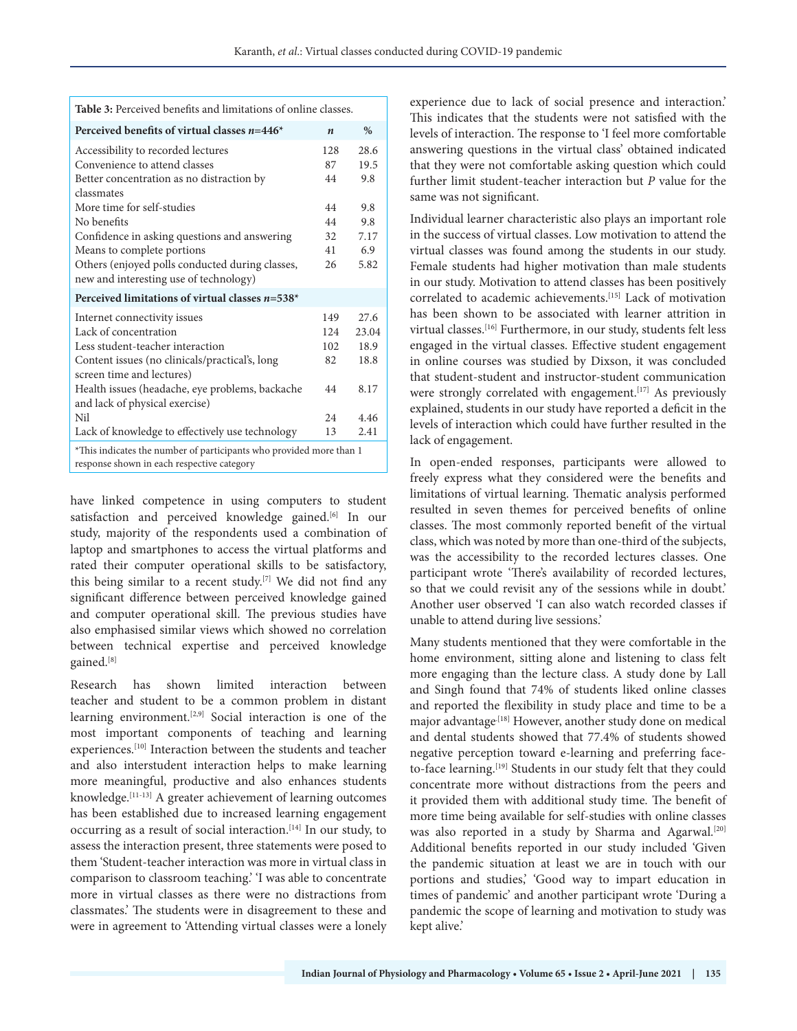**Table 3:** Perceived benefits and limitations of online classes.

| Perceived benefits of virtual classes $n$=446* | $n$ | % |
|---|---|---|
| Accessibility to recorded lectures | 128 | 28.6 |
| Convenience to attend classes | 87 | 19.5 |
| Better concentration as no distraction by classmates | 44 | 9.8 |
| More time for self-studies | 44 | 9.8 |
| No benefits | 44 | 9.8 |
| Confidence in asking questions and answering | 32 | 7.17 |
| Means to complete portions | 41 | 6.9 |
| Others (enjoyed polls conducted during classes, new and interesting use of technology) | 26 | 5.82 |
| **Perceived limitations of virtual classes $n$=538*** | | |
| Internet connectivity issues | 149 | 27.6 |
| Lack of concentration | 124 | 23.04 |
| Less student-teacher interaction | 102 | 18.9 |
| Content issues (no clinicals/practical's, long screen time and lectures) | 82 | 18.8 |
| Health issues (headache, eye problems, backache and lack of physical exercise) | 44 | 8.17 |
| Nil | 24 | 4.46 |
| Lack of knowledge to effectively use technology | 13 | 2.41 |

*This indicates the number of participants who provided more than 1 response shown in each respective category

have linked competence in using computers to student satisfaction and perceived knowledge gained.[6] In our study, majority of the respondents used a combination of laptop and smartphones to access the virtual platforms and rated their computer operational skills to be satisfactory, this being similar to a recent study.[7] We did not find any significant difference between perceived knowledge gained and computer operational skill. The previous studies have also emphasised similar views which showed no correlation between technical expertise and perceived knowledge gained.[8]

Research has shown limited interaction between teacher and student to be a common problem in distant learning environment.[2,9] Social interaction is one of the most important components of teaching and learning experiences.[10] Interaction between the students and teacher and also interstudent interaction helps to make learning more meaningful, productive and also enhances students knowledge.[11-13] A greater achievement of learning outcomes has been established due to increased learning engagement occurring as a result of social interaction.[14] In our study, to assess the interaction present, three statements were posed to them 'Student-teacher interaction was more in virtual class in comparison to classroom teaching.' 'I was able to concentrate more in virtual classes as there were no distractions from classmates.' The students were in disagreement to these and were in agreement to 'Attending virtual classes were a lonely experience due to lack of social presence and interaction.' This indicates that the students were not satisfied with the levels of interaction. The response to 'I feel more comfortable answering questions in the virtual class' obtained indicated that they were not comfortable asking question which could further limit student-teacher interaction but $P$ value for the same was not significant.

Individual learner characteristic also plays an important role in the success of virtual classes. Low motivation to attend the virtual classes was found among the students in our study. Female students had higher motivation than male students in our study. Motivation to attend classes has been positively correlated to academic achievements.[15] Lack of motivation has been shown to be associated with learner attrition in virtual classes.[16] Furthermore, in our study, students felt less engaged in the virtual classes. Effective student engagement in online courses was studied by Dixson, it was concluded that student-student and instructor-student communication were strongly correlated with engagement.[17] As previously explained, students in our study have reported a deficit in the levels of interaction which could have further resulted in the lack of engagement.

In open-ended responses, participants were allowed to freely express what they considered were the benefits and limitations of virtual learning. Thematic analysis performed resulted in seven themes for perceived benefits of online classes. The most commonly reported benefit of the virtual class, which was noted by more than one-third of the subjects, was the accessibility to the recorded lectures classes. One participant wrote 'There's availability of recorded lectures, so that we could revisit any of the sessions while in doubt.' Another user observed 'I can also watch recorded classes if unable to attend during live sessions.'

Many students mentioned that they were comfortable in the home environment, sitting alone and listening to class felt more engaging than the lecture class. A study done by Lall and Singh found that 74% of students liked online classes and reported the flexibility in study place and time to be a major advantage.[18] However, another study done on medical and dental students showed that 77.4% of students showed negative perception toward e-learning and preferring face-to-face learning.[19] Students in our study felt that they could concentrate more without distractions from the peers and it provided them with additional study time. The benefit of more time being available for self-studies with online classes was also reported in a study by Sharma and Agarwal.[20] Additional benefits reported in our study included 'Given the pandemic situation at least we are in touch with our portions and studies,' 'Good way to impart education in times of pandemic' and another participant wrote 'During a pandemic the scope of learning and motivation to study was kept alive.'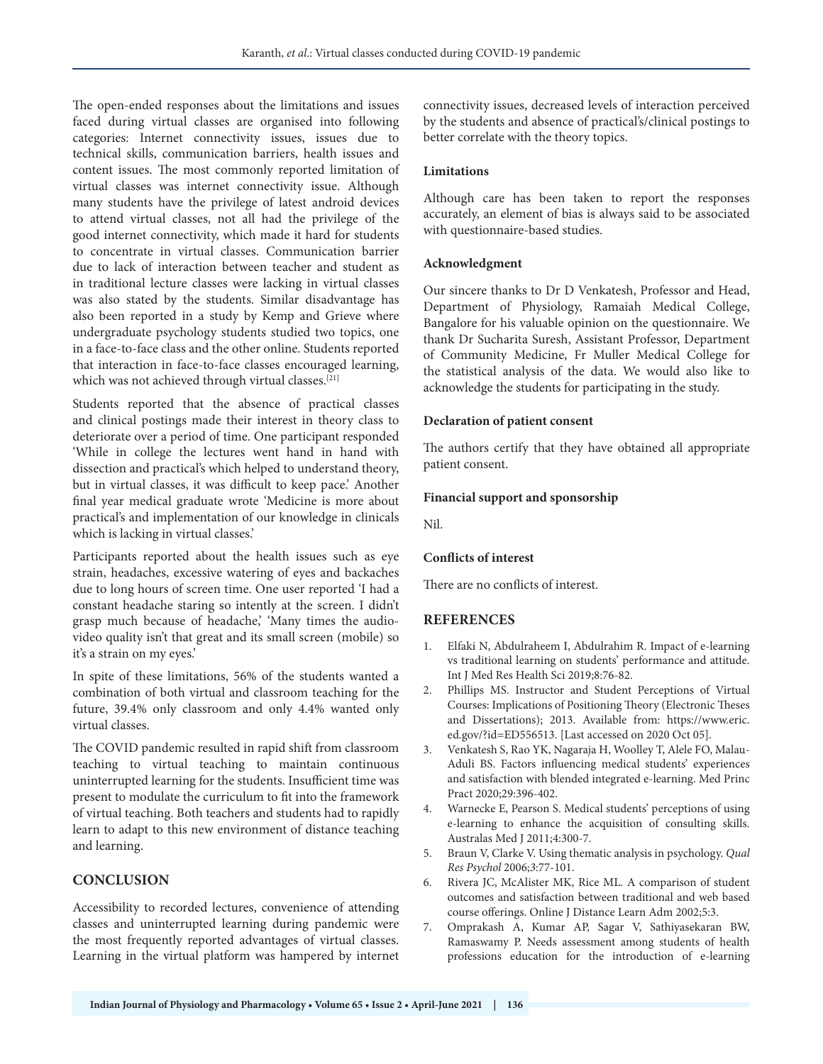The open-ended responses about the limitations and issues faced during virtual classes are organised into following categories: Internet connectivity issues, issues due to technical skills, communication barriers, health issues and content issues. The most commonly reported limitation of virtual classes was internet connectivity issue. Although many students have the privilege of latest android devices to attend virtual classes, not all had the privilege of the good internet connectivity, which made it hard for students to concentrate in virtual classes. Communication barrier due to lack of interaction between teacher and student as in traditional lecture classes were lacking in virtual classes was also stated by the students. Similar disadvantage has also been reported in a study by Kemp and Grieve where undergraduate psychology students studied two topics, one in a face-to-face class and the other online. Students reported that interaction in face-to-face classes encouraged learning, which was not achieved through virtual classes.[21]

Students reported that the absence of practical classes and clinical postings made their interest in theory class to deteriorate over a period of time. One participant responded 'While in college the lectures went hand in hand with dissection and practical's which helped to understand theory, but in virtual classes, it was difficult to keep pace.' Another final year medical graduate wrote 'Medicine is more about practical's and implementation of our knowledge in clinicals which is lacking in virtual classes.'

Participants reported about the health issues such as eye strain, headaches, excessive watering of eyes and backaches due to long hours of screen time. One user reported 'I had a constant headache staring so intently at the screen. I didn't grasp much because of headache,' 'Many times the audio-video quality isn't that great and its small screen (mobile) so it's a strain on my eyes.'

In spite of these limitations, 56% of the students wanted a combination of both virtual and classroom teaching for the future, 39.4% only classroom and only 4.4% wanted only virtual classes.

The COVID pandemic resulted in rapid shift from classroom teaching to virtual teaching to maintain continuous uninterrupted learning for the students. Insufficient time was present to modulate the curriculum to fit into the framework of virtual teaching. Both teachers and students had to rapidly learn to adapt to this new environment of distance teaching and learning.

## CONCLUSION

Accessibility to recorded lectures, convenience of attending classes and uninterrupted learning during pandemic were the most frequently reported advantages of virtual classes. Learning in the virtual platform was hampered by internet connectivity issues, decreased levels of interaction perceived by the students and absence of practical's/clinical postings to better correlate with the theory topics.

### Limitations

Although care has been taken to report the responses accurately, an element of bias is always said to be associated with questionnaire-based studies.

### Acknowledgment

Our sincere thanks to Dr D Venkatesh, Professor and Head, Department of Physiology, Ramaiah Medical College, Bangalore for his valuable opinion on the questionnaire. We thank Dr Sucharita Suresh, Assistant Professor, Department of Community Medicine, Fr Muller Medical College for the statistical analysis of the data. We would also like to acknowledge the students for participating in the study.

### Declaration of patient consent

The authors certify that they have obtained all appropriate patient consent.

### Financial support and sponsorship

Nil.

### Conflicts of interest

There are no conflicts of interest.

## REFERENCES

1. Elfaki N, Abdulraheem I, Abdulrahim R. Impact of e-learning vs traditional learning on students' performance and attitude. Int J Med Res Health Sci 2019;8:76-82.
2. Phillips MS. Instructor and Student Perceptions of Virtual Courses: Implications of Positioning Theory (Electronic Theses and Dissertations); 2013. Available from: https://www.eric.ed.gov/?id=ED556513. [Last accessed on 2020 Oct 05].
3. Venkatesh S, Rao YK, Nagaraja H, Woolley T, Alele FO, Malau-Aduli BS. Factors influencing medical students' experiences and satisfaction with blended integrated e-learning. Med Princ Pract 2020;29:396-402.
4. Warnecke E, Pearson S. Medical students' perceptions of using e-learning to enhance the acquisition of consulting skills. Australas Med J 2011;4:300-7.
5. Braun V, Clarke V. Using thematic analysis in psychology. *Qual Res Psychol* 2006;3:77-101.
6. Rivera JC, McAlister MK, Rice ML. A comparison of student outcomes and satisfaction between traditional and web based course offerings. Online J Distance Learn Adm 2002;5:3.
7. Omprakash A, Kumar AP, Sagar V, Sathiyasekaran BW, Ramaswamy P. Needs assessment among students of health professions education for the introduction of e-learning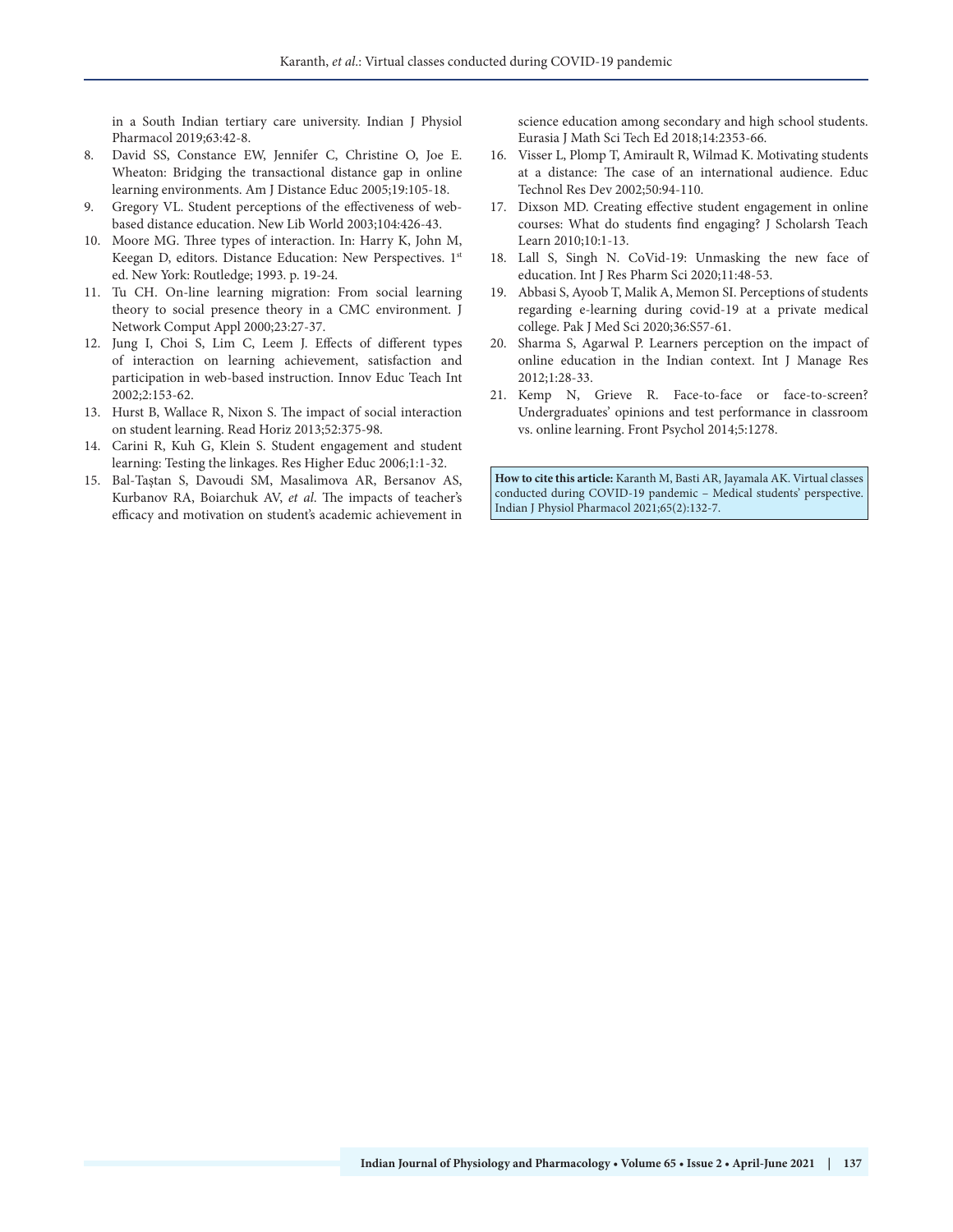in a South Indian tertiary care university. Indian J Physiol Pharmacol 2019;63:42-8.

8. David SS, Constance EW, Jennifer C, Christine O, Joe E. Wheaton: Bridging the transactional distance gap in online learning environments. Am J Distance Educ 2005;19:105-18.
9. Gregory VL. Student perceptions of the effectiveness of web-based distance education. New Lib World 2003;104:426-43.
10. Moore MG. Three types of interaction. In: Harry K, John M, Keegan D, editors. Distance Education: New Perspectives. 1st ed. New York: Routledge; 1993. p. 19-24.
11. Tu CH. On-line learning migration: From social learning theory to social presence theory in a CMC environment. J Network Comput Appl 2000;23:27-37.
12. Jung I, Choi S, Lim C, Leem J. Effects of different types of interaction on learning achievement, satisfaction and participation in web-based instruction. Innov Educ Teach Int 2002;2:153-62.
13. Hurst B, Wallace R, Nixon S. The impact of social interaction on student learning. Read Horiz 2013;52:375-98.
14. Carini R, Kuh G, Klein S. Student engagement and student learning: Testing the linkages. Res Higher Educ 2006;1:1-32.
15. Bal-Taştan S, Davoudi SM, Masalimova AR, Bersanov AS, Kurbanov RA, Boiarchuk AV, *et al*. The impacts of teacher's efficacy and motivation on student's academic achievement in science education among secondary and high school students. Eurasia J Math Sci Tech Ed 2018;14:2353-66.
16. Visser L, Plomp T, Amirault R, Wilmad K. Motivating students at a distance: The case of an international audience. Educ Technol Res Dev 2002;50:94-110.
17. Dixson MD. Creating effective student engagement in online courses: What do students find engaging? J Scholarsh Teach Learn 2010;10:1-13.
18. Lall S, Singh N. CoVid-19: Unmasking the new face of education. Int J Res Pharm Sci 2020;11:48-53.
19. Abbasi S, Ayoob T, Malik A, Memon SI. Perceptions of students regarding e-learning during covid-19 at a private medical college. Pak J Med Sci 2020;36:S57-61.
20. Sharma S, Agarwal P. Learners perception on the impact of online education in the Indian context. Int J Manage Res 2012;1:28-33.
21. Kemp N, Grieve R. Face-to-face or face-to-screen? Undergraduates' opinions and test performance in classroom vs. online learning. Front Psychol 2014;5:1278.

**How to cite this article:** Karanth M, Basti AR, Jayamala AK. Virtual classes conducted during COVID-19 pandemic – Medical students' perspective. Indian J Physiol Pharmacol 2021;65(2):132-7.